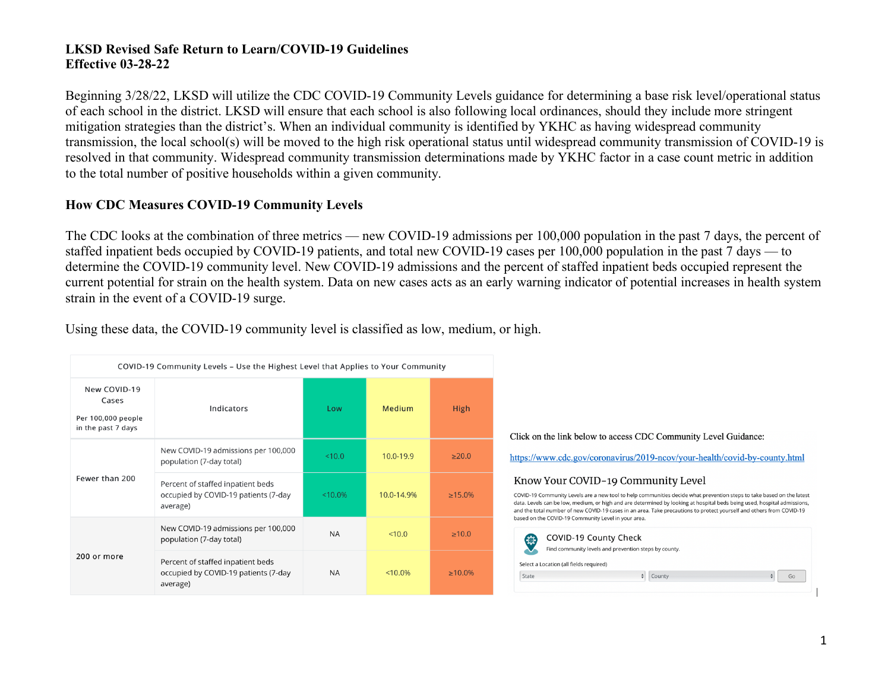**LKSD Revised Safe Return to Learn/COVID-19 Guidelines**
**Effective 03-28-22**

Beginning 3/28/22, LKSD will utilize the CDC COVID-19 Community Levels guidance for determining a base risk level/operational status of each school in the district. LKSD will ensure that each school is also following local ordinances, should they include more stringent mitigation strategies than the district's. When an individual community is identified by YKHC as having widespread community transmission, the local school(s) will be moved to the high risk operational status until widespread community transmission of COVID-19 is resolved in that community. Widespread community transmission determinations made by YKHC factor in a case count metric in addition to the total number of positive households within a given community.

## How CDC Measures COVID-19 Community Levels

The CDC looks at the combination of three metrics — new COVID-19 admissions per 100,000 population in the past 7 days, the percent of staffed inpatient beds occupied by COVID-19 patients, and total new COVID-19 cases per 100,000 population in the past 7 days — to determine the COVID-19 community level. New COVID-19 admissions and the percent of staffed inpatient beds occupied represent the current potential for strain on the health system. Data on new cases acts as an early warning indicator of potential increases in health system strain in the event of a COVID-19 surge.

Using these data, the COVID-19 community level is classified as low, medium, or high.

COVID-19 Community Levels – Use the Highest Level that Applies to Your Community

| New COVID-19 Cases Per 100,000 people in the past 7 days | Indicators | Low | Medium | High |
|---|---|---|---|---|
| Fewer than 200 | New COVID-19 admissions per 100,000 population (7-day total) | <10.0 | 10.0-19.9 | ≥20.0 |
| | Percent of staffed inpatient beds occupied by COVID-19 patients (7-day average) | <10.0% | 10.0-14.9% | ≥15.0% |
| 200 or more | New COVID-19 admissions per 100,000 population (7-day total) | NA | <10.0 | ≥10.0 |
| | Percent of staffed inpatient beds occupied by COVID-19 patients (7-day average) | NA | <10.0% | ≥10.0% |

Click on the link below to access CDC Community Level Guidance:

https://www.cdc.gov/coronavirus/2019-ncov/your-health/covid-by-county.html

Know Your COVID-19 Community Level

COVID-19 Community Levels are a new tool to help communities decide what prevention steps to take based on the latest data. Levels can be low, medium, or high and are determined by looking at hospital beds being used, hospital admissions, and the total number of new COVID-19 cases in an area. Take precautions to protect yourself and others from COVID-19 based on the COVID-19 Community Level in your area.

COVID-19 County Check

Find community levels and prevention steps by county.

Select a Location (all fields required)

State | County | Go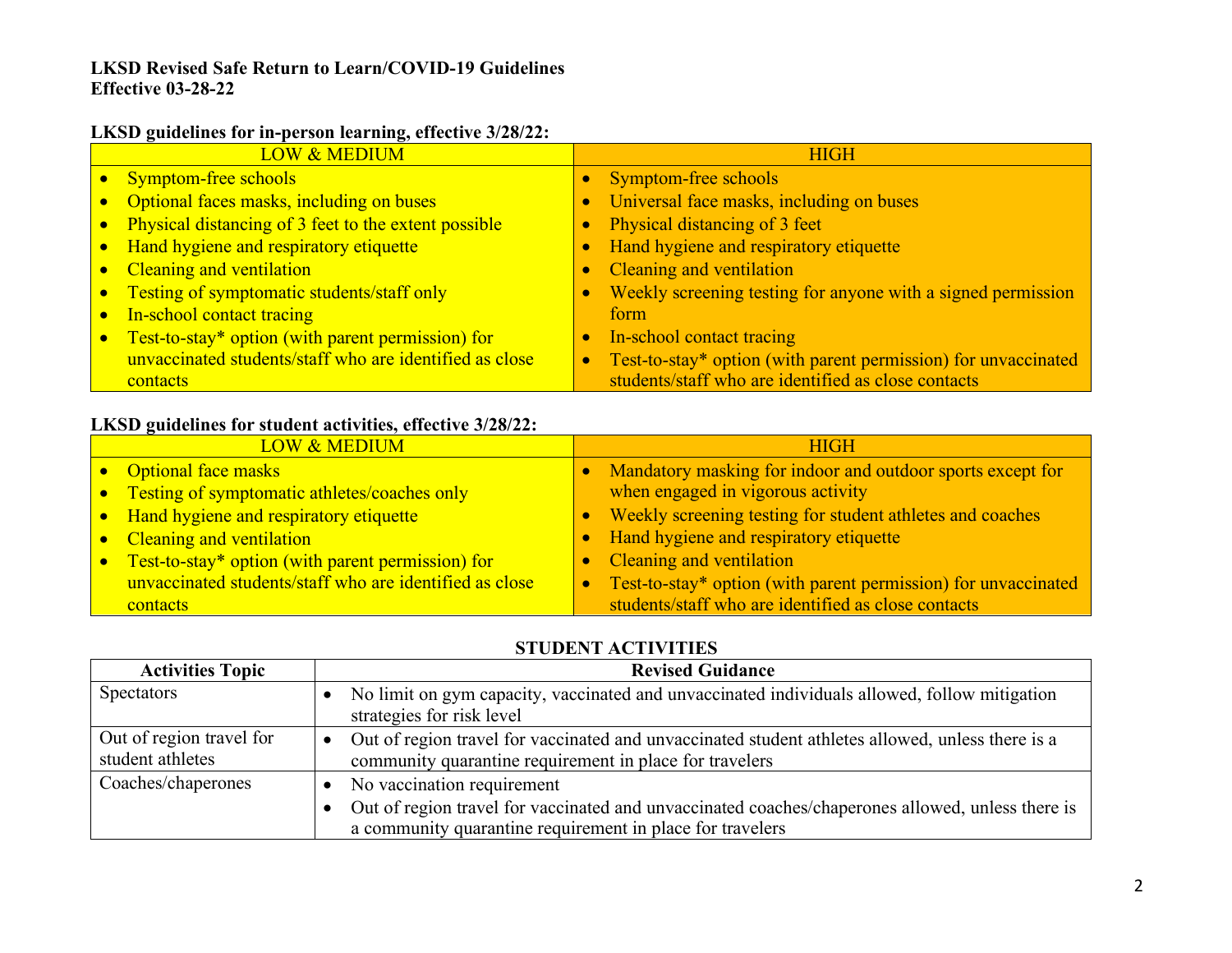**LKSD Revised Safe Return to Learn/COVID-19 Guidelines**
**Effective 03-28-22**

**LKSD guidelines for in-person learning, effective 3/28/22:**

| LOW & MEDIUM | HIGH |
|---|---|
| • Symptom-free schools<br>• Optional faces masks, including on buses<br>• Physical distancing of 3 feet to the extent possible<br>• Hand hygiene and respiratory etiquette<br>• Cleaning and ventilation<br>• Testing of symptomatic students/staff only<br>• In-school contact tracing<br>• Test-to-stay* option (with parent permission) for unvaccinated students/staff who are identified as close contacts | • Symptom-free schools<br>• Universal face masks, including on buses<br>• Physical distancing of 3 feet<br>• Hand hygiene and respiratory etiquette<br>• Cleaning and ventilation<br>• Weekly screening testing for anyone with a signed permission form<br>• In-school contact tracing<br>• Test-to-stay* option (with parent permission) for unvaccinated students/staff who are identified as close contacts |

**LKSD guidelines for student activities, effective 3/28/22:**

| LOW & MEDIUM | HIGH |
|---|---|
| • Optional face masks<br>• Testing of symptomatic athletes/coaches only<br>• Hand hygiene and respiratory etiquette<br>• Cleaning and ventilation<br>• Test-to-stay* option (with parent permission) for unvaccinated students/staff who are identified as close contacts | • Mandatory masking for indoor and outdoor sports except for when engaged in vigorous activity<br>• Weekly screening testing for student athletes and coaches<br>• Hand hygiene and respiratory etiquette<br>• Cleaning and ventilation<br>• Test-to-stay* option (with parent permission) for unvaccinated students/staff who are identified as close contacts |

**STUDENT ACTIVITIES**

| Activities Topic | Revised Guidance |
|---|---|
| Spectators | • No limit on gym capacity, vaccinated and unvaccinated individuals allowed, follow mitigation strategies for risk level |
| Out of region travel for student athletes | • Out of region travel for vaccinated and unvaccinated student athletes allowed, unless there is a community quarantine requirement in place for travelers |
| Coaches/chaperones | • No vaccination requirement<br>• Out of region travel for vaccinated and unvaccinated coaches/chaperones allowed, unless there is a community quarantine requirement in place for travelers |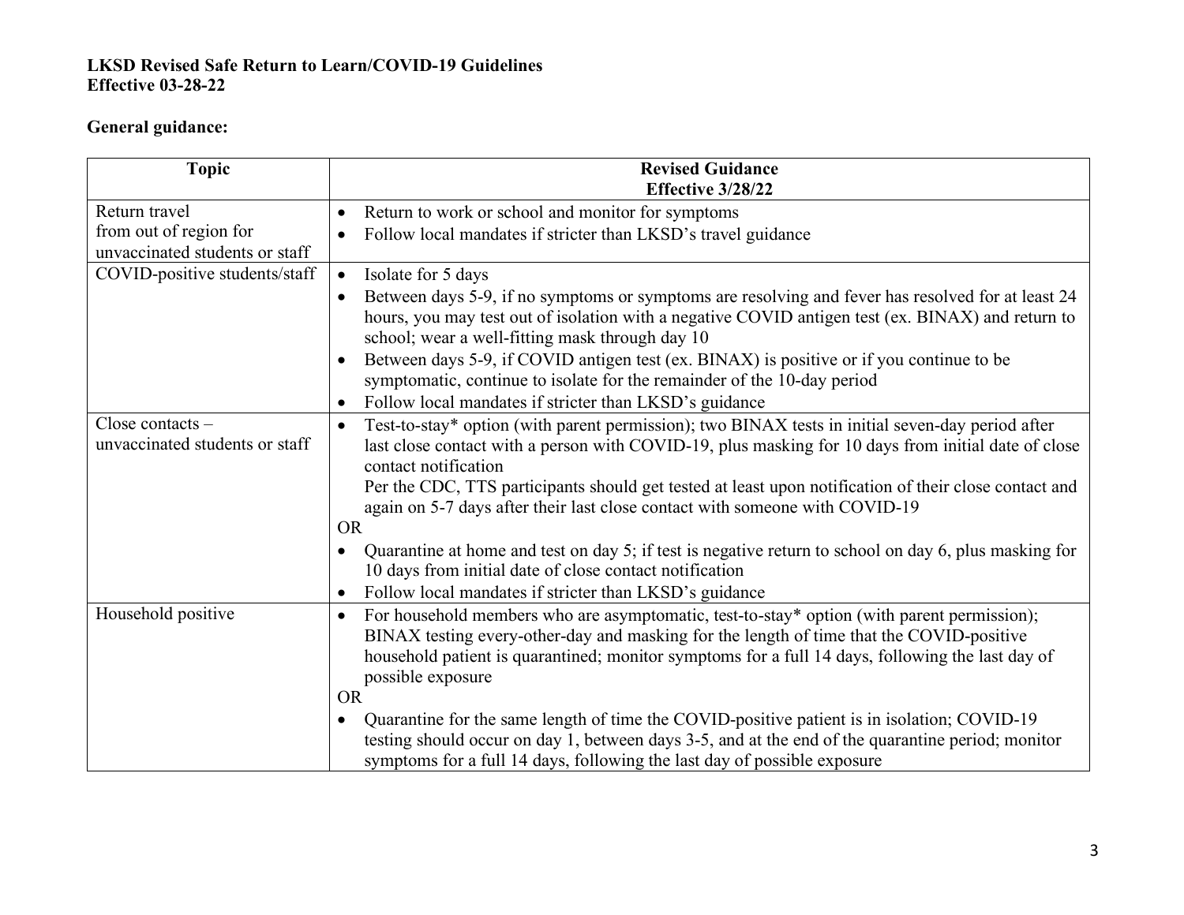**LKSD Revised Safe Return to Learn/COVID-19 Guidelines**
**Effective 03-28-22**

**General guidance:**

| Topic | Revised Guidance<br>Effective 3/28/22 |
|---|---|
| Return travel from out of region for unvaccinated students or staff | • Return to work or school and monitor for symptoms<br>• Follow local mandates if stricter than LKSD's travel guidance |
| COVID-positive students/staff | • Isolate for 5 days<br>• Between days 5-9, if no symptoms or symptoms are resolving and fever has resolved for at least 24 hours, you may test out of isolation with a negative COVID antigen test (ex. BINAX) and return to school; wear a well-fitting mask through day 10<br>• Between days 5-9, if COVID antigen test (ex. BINAX) is positive or if you continue to be symptomatic, continue to isolate for the remainder of the 10-day period<br>• Follow local mandates if stricter than LKSD's guidance |
| Close contacts – unvaccinated students or staff | • Test-to-stay* option (with parent permission); two BINAX tests in initial seven-day period after last close contact with a person with COVID-19, plus masking for 10 days from initial date of close contact notification<br>Per the CDC, TTS participants should get tested at least upon notification of their close contact and again on 5-7 days after their last close contact with someone with COVID-19<br>OR<br>• Quarantine at home and test on day 5; if test is negative return to school on day 6, plus masking for 10 days from initial date of close contact notification<br>• Follow local mandates if stricter than LKSD's guidance |
| Household positive | • For household members who are asymptomatic, test-to-stay* option (with parent permission); BINAX testing every-other-day and masking for the length of time that the COVID-positive household patient is quarantined; monitor symptoms for a full 14 days, following the last day of possible exposure<br>OR<br>• Quarantine for the same length of time the COVID-positive patient is in isolation; COVID-19 testing should occur on day 1, between days 3-5, and at the end of the quarantine period; monitor symptoms for a full 14 days, following the last day of possible exposure |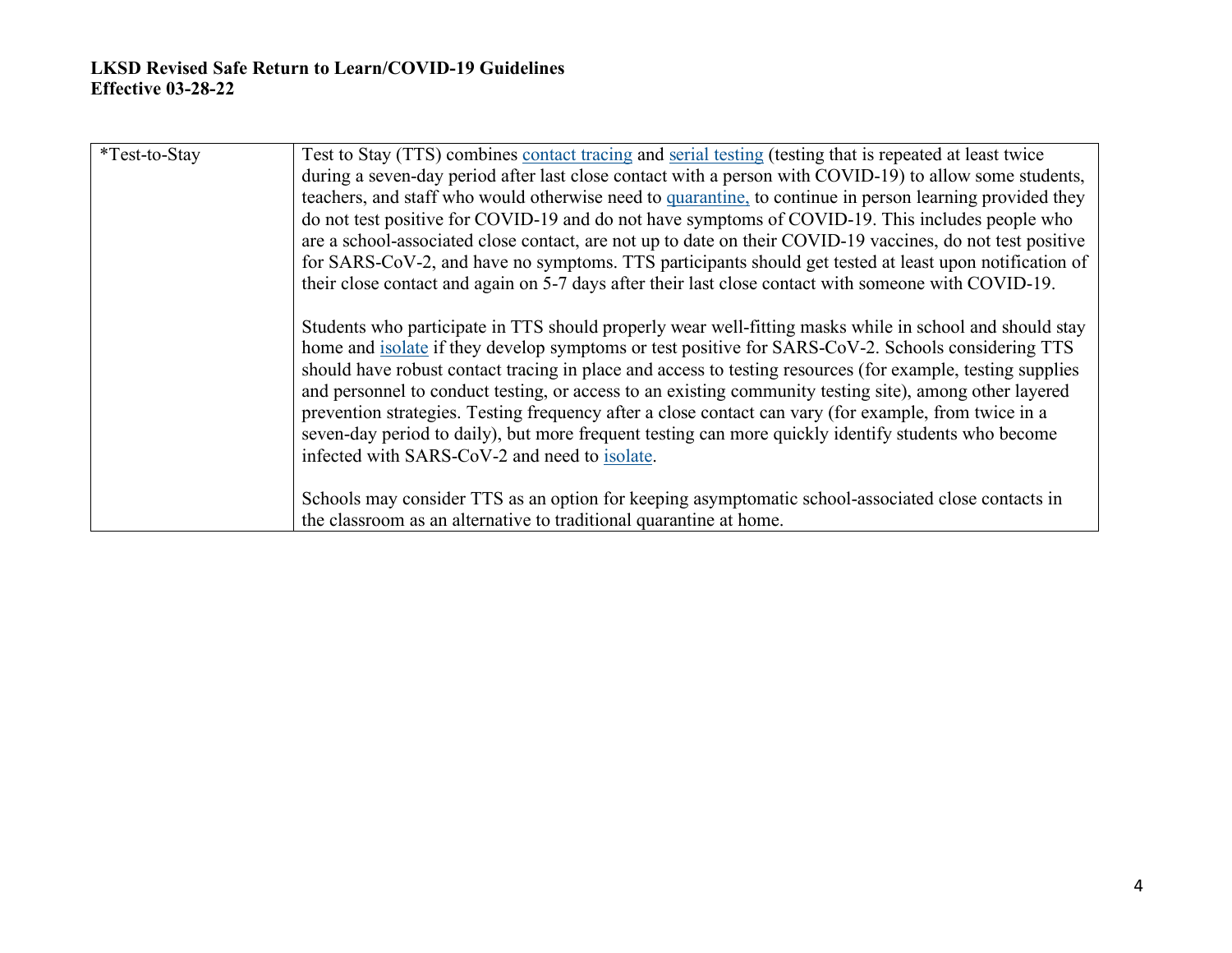| | |
|---|---|
| *Test-to-Stay | Test to Stay (TTS) combines contact tracing and serial testing (testing that is repeated at least twice during a seven-day period after last close contact with a person with COVID-19) to allow some students, teachers, and staff who would otherwise need to quarantine, to continue in person learning provided they do not test positive for COVID-19 and do not have symptoms of COVID-19. This includes people who are a school-associated close contact, are not up to date on their COVID-19 vaccines, do not test positive for SARS-CoV-2, and have no symptoms. TTS participants should get tested at least upon notification of their close contact and again on 5-7 days after their last close contact with someone with COVID-19.<br><br>Students who participate in TTS should properly wear well-fitting masks while in school and should stay home and isolate if they develop symptoms or test positive for SARS-CoV-2. Schools considering TTS should have robust contact tracing in place and access to testing resources (for example, testing supplies and personnel to conduct testing, or access to an existing community testing site), among other layered prevention strategies. Testing frequency after a close contact can vary (for example, from twice in a seven-day period to daily), but more frequent testing can more quickly identify students who become infected with SARS-CoV-2 and need to isolate.<br><br>Schools may consider TTS as an option for keeping asymptomatic school-associated close contacts in the classroom as an alternative to traditional quarantine at home. |